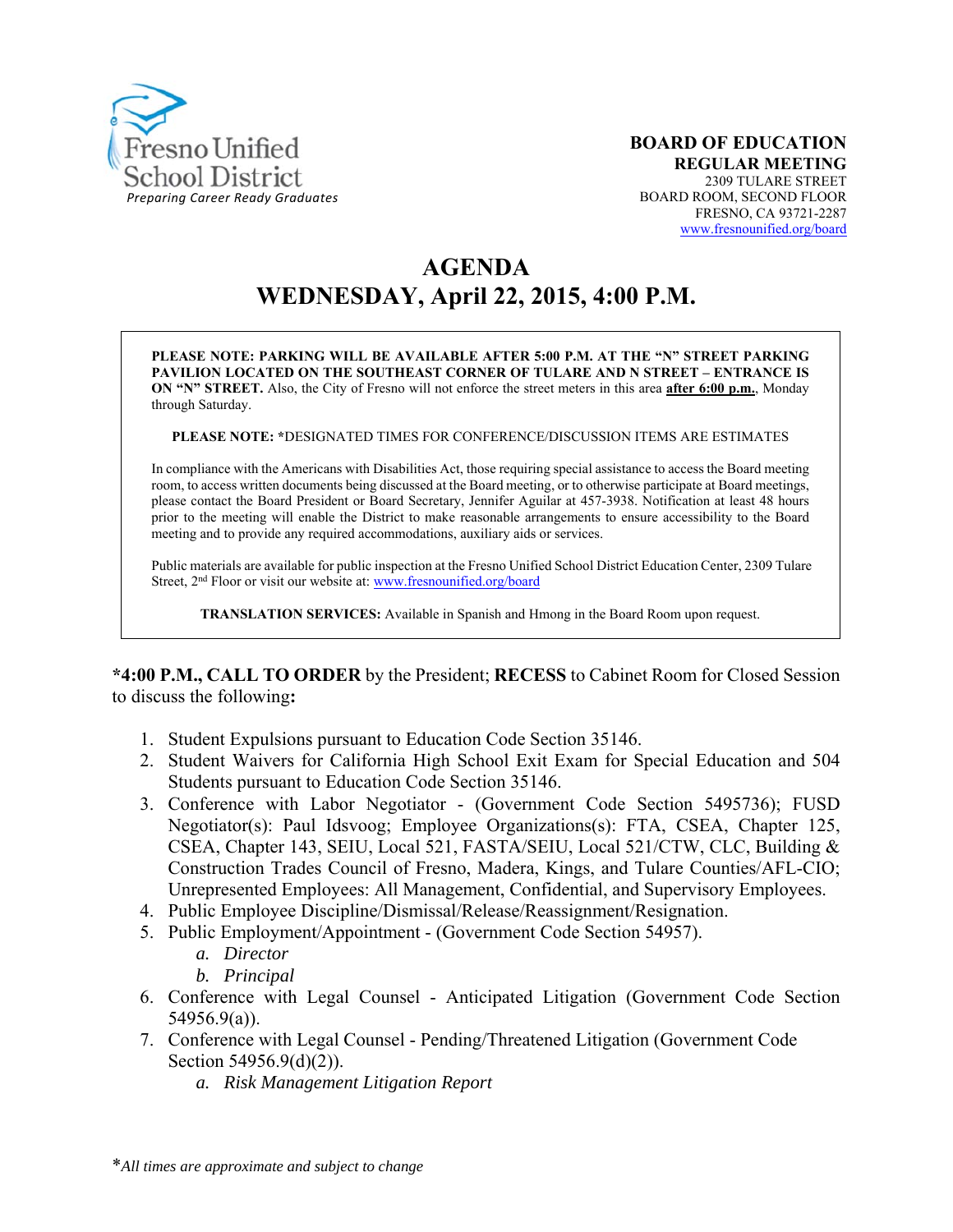Fresno Unified School District
*Preparing Career Ready Graduates*

**BOARD OF EDUCATION**
**REGULAR MEETING**
2309 TULARE STREET
BOARD ROOM, SECOND FLOOR
FRESNO, CA 93721-2287
www.fresnounified.org/board

# AGENDA
# WEDNESDAY, April 22, 2015, 4:00 P.M.

**PLEASE NOTE: PARKING WILL BE AVAILABLE AFTER 5:00 P.M. AT THE "N" STREET PARKING PAVILION LOCATED ON THE SOUTHEAST CORNER OF TULARE AND N STREET – ENTRANCE IS ON "N" STREET.** Also, the City of Fresno will not enforce the street meters in this area **after 6:00 p.m.**, Monday through Saturday.

**PLEASE NOTE:** *DESIGNATED TIMES FOR CONFERENCE/DISCUSSION ITEMS ARE ESTIMATES

In compliance with the Americans with Disabilities Act, those requiring special assistance to access the Board meeting room, to access written documents being discussed at the Board meeting, or to otherwise participate at Board meetings, please contact the Board President or Board Secretary, Jennifer Aguilar at 457-3938. Notification at least 48 hours prior to the meeting will enable the District to make reasonable arrangements to ensure accessibility to the Board meeting and to provide any required accommodations, auxiliary aids or services.

Public materials are available for public inspection at the Fresno Unified School District Education Center, 2309 Tulare Street, 2nd Floor or visit our website at: www.fresnounified.org/board

**TRANSLATION SERVICES:** Available in Spanish and Hmong in the Board Room upon request.

***4:00 P.M., CALL TO ORDER** by the President; **RECESS** to Cabinet Room for Closed Session to discuss the following**:**

1. Student Expulsions pursuant to Education Code Section 35146.
2. Student Waivers for California High School Exit Exam for Special Education and 504 Students pursuant to Education Code Section 35146.
3. Conference with Labor Negotiator - (Government Code Section 5495736); FUSD Negotiator(s): Paul Idsvoog; Employee Organizations(s): FTA, CSEA, Chapter 125, CSEA, Chapter 143, SEIU, Local 521, FASTA/SEIU, Local 521/CTW, CLC, Building & Construction Trades Council of Fresno, Madera, Kings, and Tulare Counties/AFL-CIO; Unrepresented Employees: All Management, Confidential, and Supervisory Employees.
4. Public Employee Discipline/Dismissal/Release/Reassignment/Resignation.
5. Public Employment/Appointment - (Government Code Section 54957).
   a. *Director*
   b. *Principal*
6. Conference with Legal Counsel - Anticipated Litigation (Government Code Section 54956.9(a)).
7. Conference with Legal Counsel - Pending/Threatened Litigation (Government Code Section 54956.9(d)(2)).
   a. *Risk Management Litigation Report*

**All times are approximate and subject to change*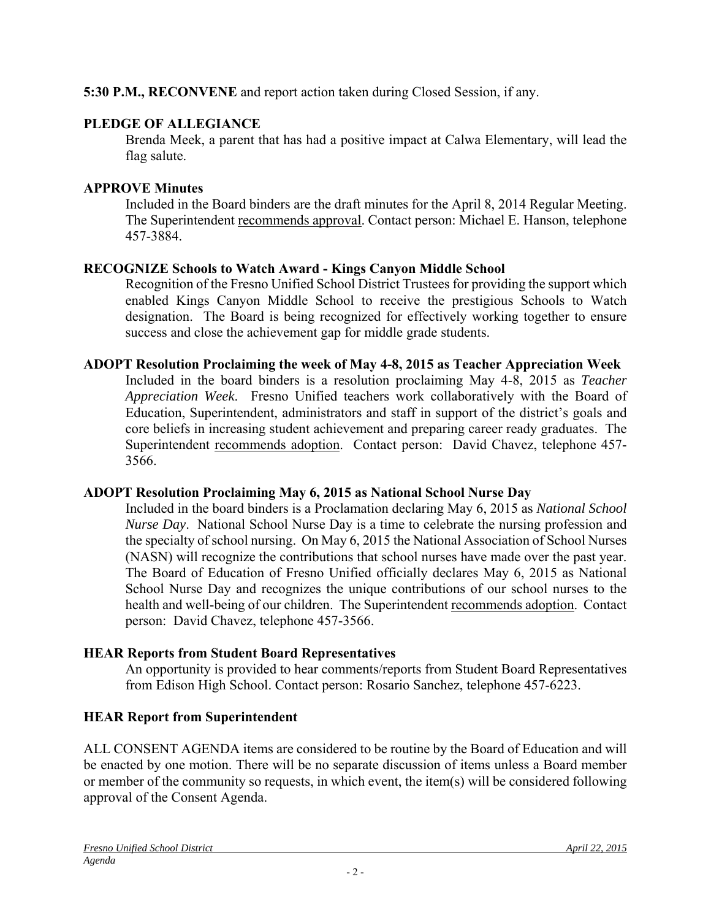**5:30 P.M., RECONVENE** and report action taken during Closed Session, if any.

**PLEDGE OF ALLEGIANCE**

Brenda Meek, a parent that has had a positive impact at Calwa Elementary, will lead the flag salute.

**APPROVE Minutes**

Included in the Board binders are the draft minutes for the April 8, 2014 Regular Meeting. The Superintendent recommends approval. Contact person: Michael E. Hanson, telephone 457-3884.

**RECOGNIZE Schools to Watch Award - Kings Canyon Middle School**

Recognition of the Fresno Unified School District Trustees for providing the support which enabled Kings Canyon Middle School to receive the prestigious Schools to Watch designation. The Board is being recognized for effectively working together to ensure success and close the achievement gap for middle grade students.

**ADOPT Resolution Proclaiming the week of May 4-8, 2015 as Teacher Appreciation Week**

Included in the board binders is a resolution proclaiming May 4-8, 2015 as *Teacher Appreciation Week*. Fresno Unified teachers work collaboratively with the Board of Education, Superintendent, administrators and staff in support of the district's goals and core beliefs in increasing student achievement and preparing career ready graduates. The Superintendent recommends adoption. Contact person: David Chavez, telephone 457-3566.

**ADOPT Resolution Proclaiming May 6, 2015 as National School Nurse Day**

Included in the board binders is a Proclamation declaring May 6, 2015 as *National School Nurse Day*. National School Nurse Day is a time to celebrate the nursing profession and the specialty of school nursing. On May 6, 2015 the National Association of School Nurses (NASN) will recognize the contributions that school nurses have made over the past year. The Board of Education of Fresno Unified officially declares May 6, 2015 as National School Nurse Day and recognizes the unique contributions of our school nurses to the health and well-being of our children. The Superintendent recommends adoption. Contact person: David Chavez, telephone 457-3566.

**HEAR Reports from Student Board Representatives**

An opportunity is provided to hear comments/reports from Student Board Representatives from Edison High School. Contact person: Rosario Sanchez, telephone 457-6223.

**HEAR Report from Superintendent**

ALL CONSENT AGENDA items are considered to be routine by the Board of Education and will be enacted by one motion. There will be no separate discussion of items unless a Board member or member of the community so requests, in which event, the item(s) will be considered following approval of the Consent Agenda.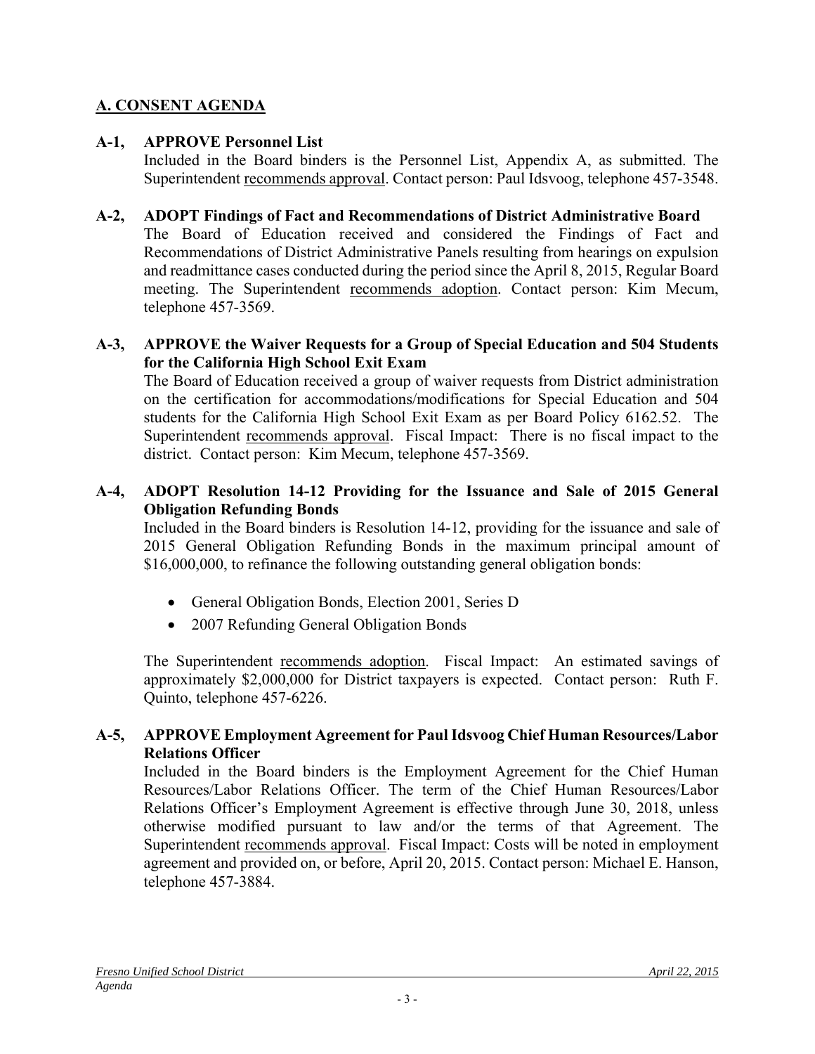## A. CONSENT AGENDA

**A-1, APPROVE Personnel List**

Included in the Board binders is the Personnel List, Appendix A, as submitted. The Superintendent recommends approval. Contact person: Paul Idsvoog, telephone 457-3548.

**A-2, ADOPT Findings of Fact and Recommendations of District Administrative Board**

The Board of Education received and considered the Findings of Fact and Recommendations of District Administrative Panels resulting from hearings on expulsion and readmittance cases conducted during the period since the April 8, 2015, Regular Board meeting. The Superintendent recommends adoption. Contact person: Kim Mecum, telephone 457-3569.

**A-3, APPROVE the Waiver Requests for a Group of Special Education and 504 Students for the California High School Exit Exam**

The Board of Education received a group of waiver requests from District administration on the certification for accommodations/modifications for Special Education and 504 students for the California High School Exit Exam as per Board Policy 6162.52. The Superintendent recommends approval. Fiscal Impact: There is no fiscal impact to the district. Contact person: Kim Mecum, telephone 457-3569.

**A-4, ADOPT Resolution 14-12 Providing for the Issuance and Sale of 2015 General Obligation Refunding Bonds**

Included in the Board binders is Resolution 14-12, providing for the issuance and sale of 2015 General Obligation Refunding Bonds in the maximum principal amount of $16,000,000, to refinance the following outstanding general obligation bonds:

- General Obligation Bonds, Election 2001, Series D
- 2007 Refunding General Obligation Bonds

The Superintendent recommends adoption. Fiscal Impact: An estimated savings of approximately $2,000,000 for District taxpayers is expected. Contact person: Ruth F. Quinto, telephone 457-6226.

**A-5, APPROVE Employment Agreement for Paul Idsvoog Chief Human Resources/Labor Relations Officer**

Included in the Board binders is the Employment Agreement for the Chief Human Resources/Labor Relations Officer. The term of the Chief Human Resources/Labor Relations Officer's Employment Agreement is effective through June 30, 2018, unless otherwise modified pursuant to law and/or the terms of that Agreement. The Superintendent recommends approval. Fiscal Impact: Costs will be noted in employment agreement and provided on, or before, April 20, 2015. Contact person: Michael E. Hanson, telephone 457-3884.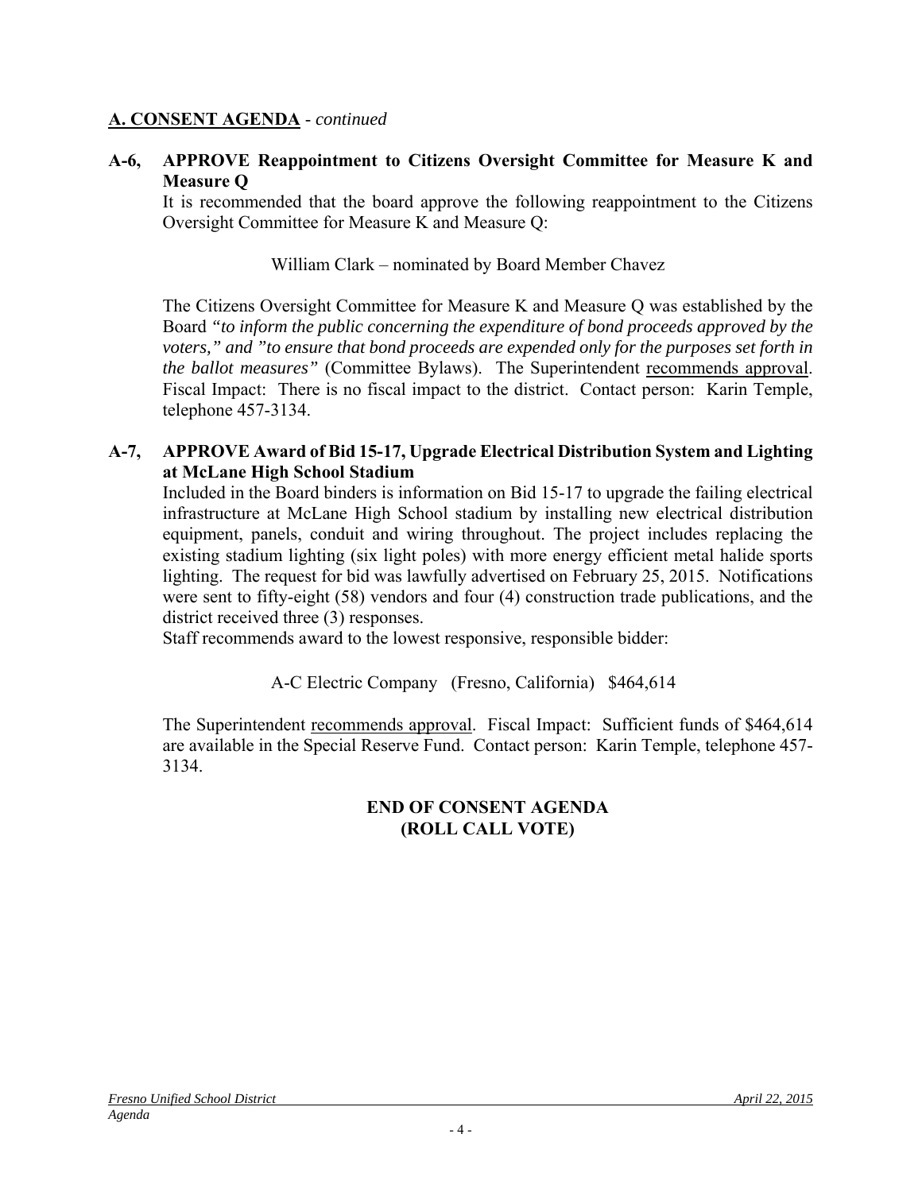## A. CONSENT AGENDA - *continued*

**A-6, APPROVE Reappointment to Citizens Oversight Committee for Measure K and Measure Q**

It is recommended that the board approve the following reappointment to the Citizens Oversight Committee for Measure K and Measure Q:

William Clark – nominated by Board Member Chavez

The Citizens Oversight Committee for Measure K and Measure Q was established by the Board *"to inform the public concerning the expenditure of bond proceeds approved by the voters," and "to ensure that bond proceeds are expended only for the purposes set forth in the ballot measures"* (Committee Bylaws). The Superintendent recommends approval. Fiscal Impact: There is no fiscal impact to the district. Contact person: Karin Temple, telephone 457-3134.

**A-7, APPROVE Award of Bid 15-17, Upgrade Electrical Distribution System and Lighting at McLane High School Stadium**

Included in the Board binders is information on Bid 15-17 to upgrade the failing electrical infrastructure at McLane High School stadium by installing new electrical distribution equipment, panels, conduit and wiring throughout. The project includes replacing the existing stadium lighting (six light poles) with more energy efficient metal halide sports lighting. The request for bid was lawfully advertised on February 25, 2015. Notifications were sent to fifty-eight (58) vendors and four (4) construction trade publications, and the district received three (3) responses.

Staff recommends award to the lowest responsive, responsible bidder:

A-C Electric Company (Fresno, California) $464,614

The Superintendent recommends approval. Fiscal Impact: Sufficient funds of $464,614 are available in the Special Reserve Fund. Contact person: Karin Temple, telephone 457-3134.

**END OF CONSENT AGENDA**
**(ROLL CALL VOTE)**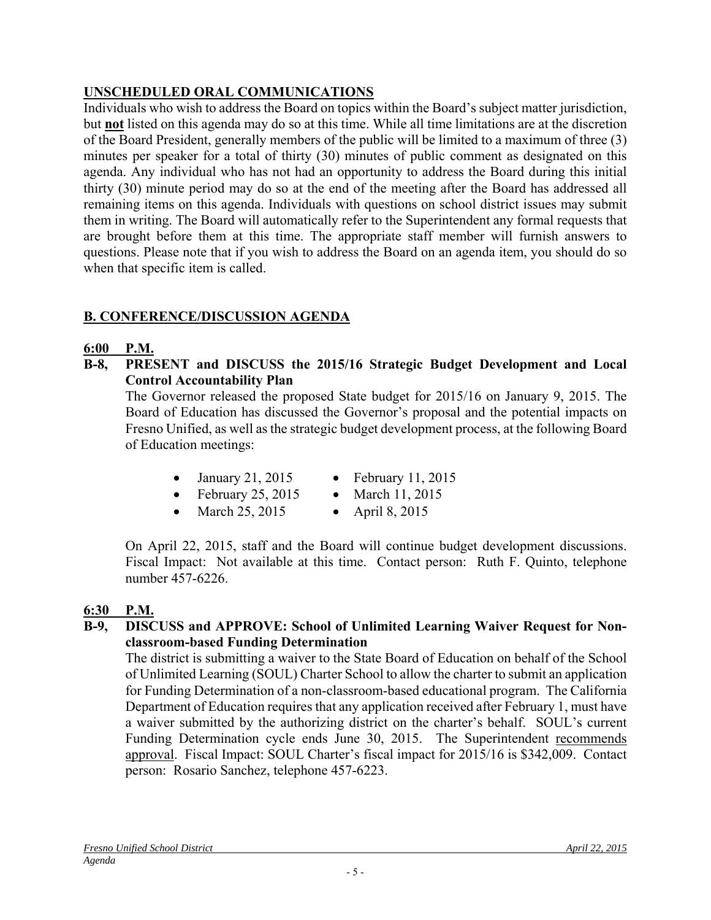## UNSCHEDULED ORAL COMMUNICATIONS

Individuals who wish to address the Board on topics within the Board's subject matter jurisdiction, but **not** listed on this agenda may do so at this time. While all time limitations are at the discretion of the Board President, generally members of the public will be limited to a maximum of three (3) minutes per speaker for a total of thirty (30) minutes of public comment as designated on this agenda. Any individual who has not had an opportunity to address the Board during this initial thirty (30) minute period may do so at the end of the meeting after the Board has addressed all remaining items on this agenda. Individuals with questions on school district issues may submit them in writing. The Board will automatically refer to the Superintendent any formal requests that are brought before them at this time. The appropriate staff member will furnish answers to questions. Please note that if you wish to address the Board on an agenda item, you should do so when that specific item is called.

## B. CONFERENCE/DISCUSSION AGENDA

**6:00 P.M.**

**B-8, PRESENT and DISCUSS the 2015/16 Strategic Budget Development and Local Control Accountability Plan**

The Governor released the proposed State budget for 2015/16 on January 9, 2015. The Board of Education has discussed the Governor's proposal and the potential impacts on Fresno Unified, as well as the strategic budget development process, at the following Board of Education meetings:

- January 21, 2015
- February 11, 2015
- February 25, 2015
- March 11, 2015
- March 25, 2015
- April 8, 2015

On April 22, 2015, staff and the Board will continue budget development discussions. Fiscal Impact: Not available at this time. Contact person: Ruth F. Quinto, telephone number 457-6226.

**6:30 P.M.**

**B-9, DISCUSS and APPROVE: School of Unlimited Learning Waiver Request for Non-classroom-based Funding Determination**

The district is submitting a waiver to the State Board of Education on behalf of the School of Unlimited Learning (SOUL) Charter School to allow the charter to submit an application for Funding Determination of a non-classroom-based educational program. The California Department of Education requires that any application received after February 1, must have a waiver submitted by the authorizing district on the charter's behalf. SOUL's current Funding Determination cycle ends June 30, 2015. The Superintendent recommends approval. Fiscal Impact: SOUL Charter's fiscal impact for 2015/16 is $342,009. Contact person: Rosario Sanchez, telephone 457-6223.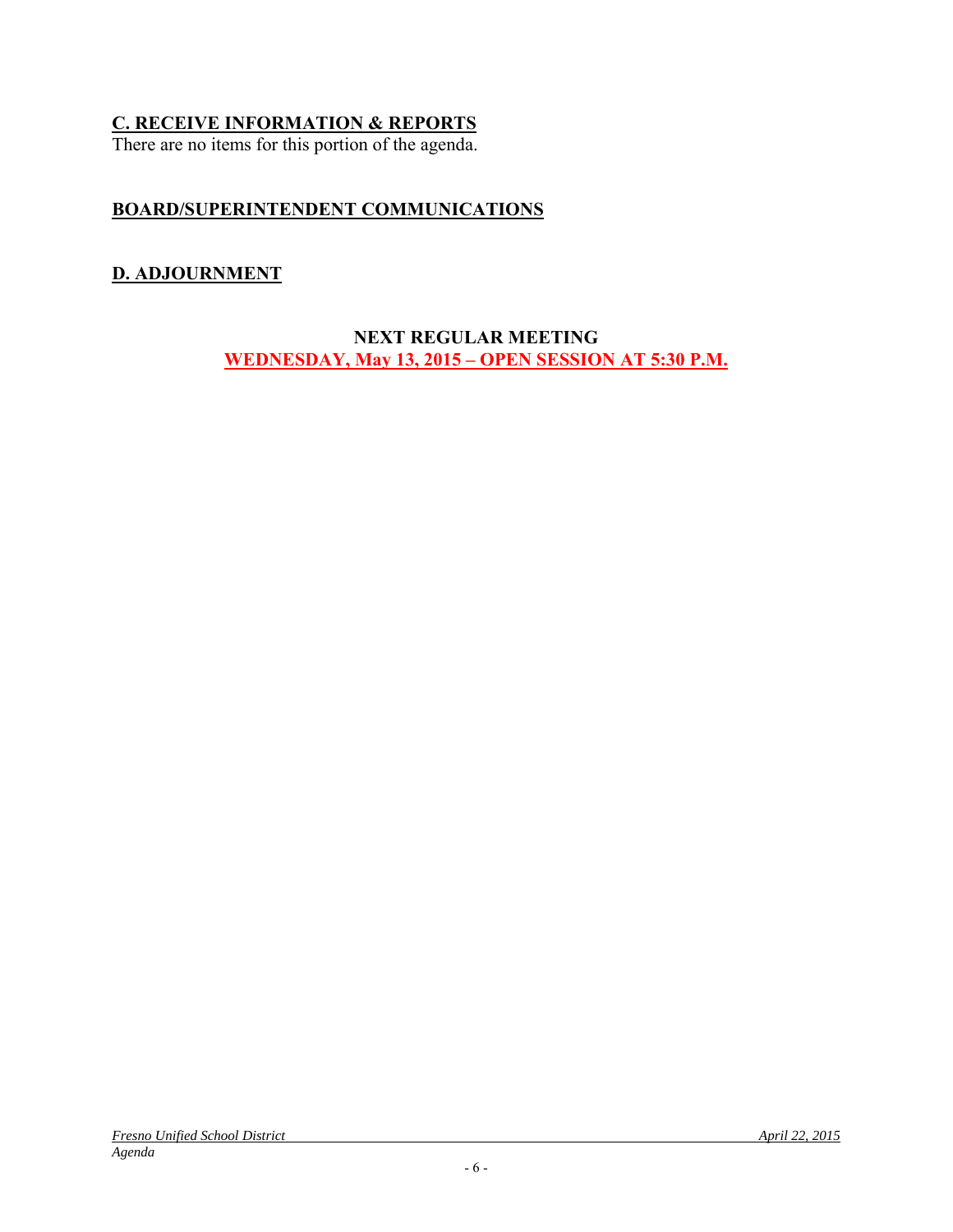## C. RECEIVE INFORMATION & REPORTS

There are no items for this portion of the agenda.

## BOARD/SUPERINTENDENT COMMUNICATIONS

## D. ADJOURNMENT

**NEXT REGULAR MEETING**

**WEDNESDAY, May 13, 2015 – OPEN SESSION AT 5:30 P.M.**